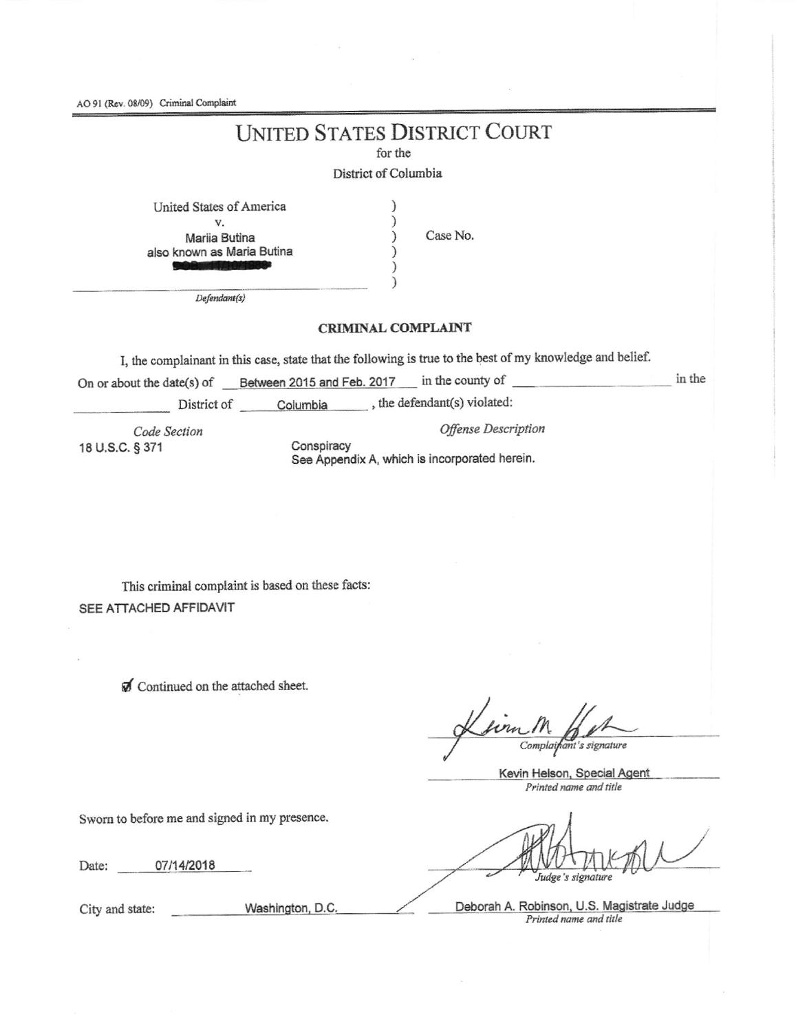AO 91 (Rev. 08/09) Criminal Complaint

# UNITED STATES DISTRICT COURT

for the

District of Columbia

United States of America
v.
Mariia Butina
also known as Maria Butina

Defendant(s)

Case No.

## CRIMINAL COMPLAINT

I, the complainant in this case, state that the following is true to the best of my knowledge and belief.

On or about the date(s) of Between 2015 and Feb. 2017 in the county of ________ in the District of Columbia, the defendant(s) violated:

| *Code Section* | *Offense Description* |
|---|---|
| 18 U.S.C. § 371 | Conspiracy<br>See Appendix A, which is incorporated herein. |

This criminal complaint is based on these facts:

SEE ATTACHED AFFIDAVIT

☑ Continued on the attached sheet.

*Complainant's signature*

Kevin Helson, Special Agent
*Printed name and title*

Sworn to before me and signed in my presence.

Date: 07/14/2018

*Judge's signature*

City and state: Washington, D.C.

Deborah A. Robinson, U.S. Magistrate Judge
*Printed name and title*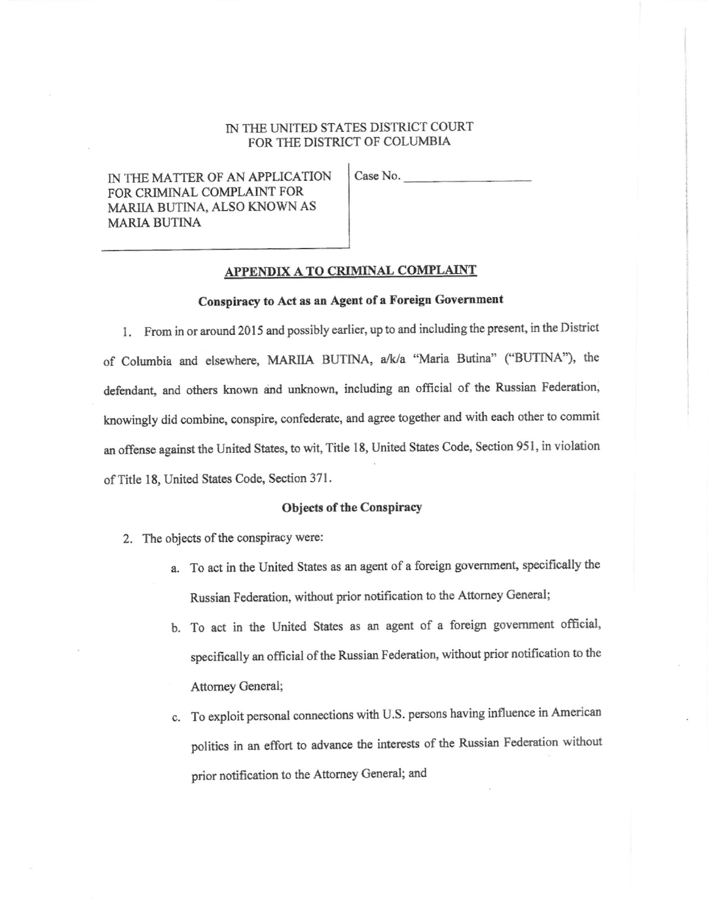IN THE UNITED STATES DISTRICT COURT
FOR THE DISTRICT OF COLUMBIA

| IN THE MATTER OF AN APPLICATION FOR CRIMINAL COMPLAINT FOR MARIIA BUTINA, ALSO KNOWN AS MARIA BUTINA | Case No. ____________________ |
| --- | --- |

## APPENDIX A TO CRIMINAL COMPLAINT

### Conspiracy to Act as an Agent of a Foreign Government

1. From in or around 2015 and possibly earlier, up to and including the present, in the District of Columbia and elsewhere, MARIIA BUTINA, a/k/a "Maria Butina" ("BUTINA"), the defendant, and others known and unknown, including an official of the Russian Federation, knowingly did combine, conspire, confederate, and agree together and with each other to commit an offense against the United States, to wit, Title 18, United States Code, Section 951, in violation of Title 18, United States Code, Section 371.

### Objects of the Conspiracy

2. The objects of the conspiracy were:

   a. To act in the United States as an agent of a foreign government, specifically the Russian Federation, without prior notification to the Attorney General;

   b. To act in the United States as an agent of a foreign government official, specifically an official of the Russian Federation, without prior notification to the Attorney General;

   c. To exploit personal connections with U.S. persons having influence in American politics in an effort to advance the interests of the Russian Federation without prior notification to the Attorney General; and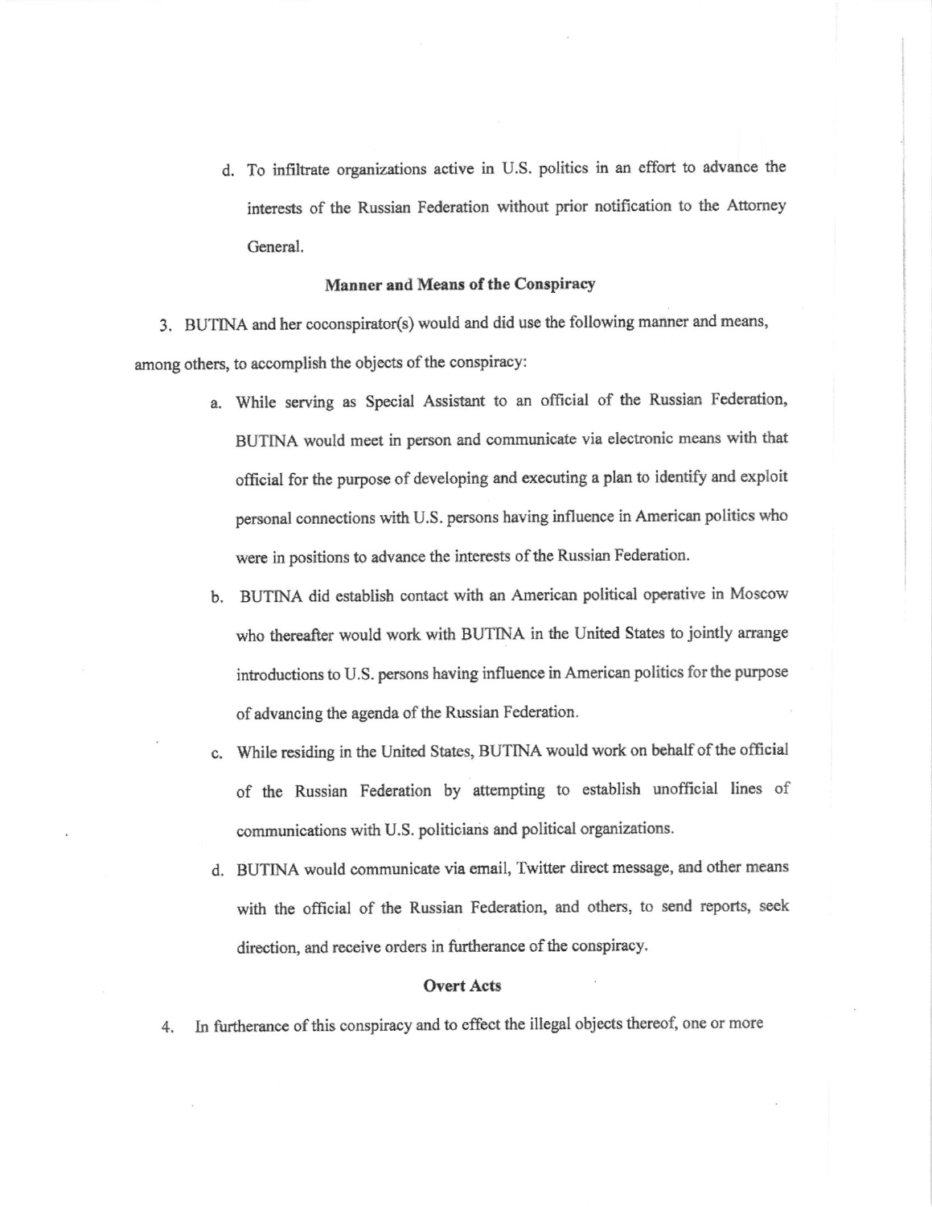d. To infiltrate organizations active in U.S. politics in an effort to advance the interests of the Russian Federation without prior notification to the Attorney General.

**Manner and Means of the Conspiracy**

3. BUTINA and her coconspirator(s) would and did use the following manner and means, among others, to accomplish the objects of the conspiracy:

   a. While serving as Special Assistant to an official of the Russian Federation, BUTINA would meet in person and communicate via electronic means with that official for the purpose of developing and executing a plan to identify and exploit personal connections with U.S. persons having influence in American politics who were in positions to advance the interests of the Russian Federation.

   b. BUTINA did establish contact with an American political operative in Moscow who thereafter would work with BUTINA in the United States to jointly arrange introductions to U.S. persons having influence in American politics for the purpose of advancing the agenda of the Russian Federation.

   c. While residing in the United States, BUTINA would work on behalf of the official of the Russian Federation by attempting to establish unofficial lines of communications with U.S. politicians and political organizations.

   d. BUTINA would communicate via email, Twitter direct message, and other means with the official of the Russian Federation, and others, to send reports, seek direction, and receive orders in furtherance of the conspiracy.

**Overt Acts**

4. In furtherance of this conspiracy and to effect the illegal objects thereof, one or more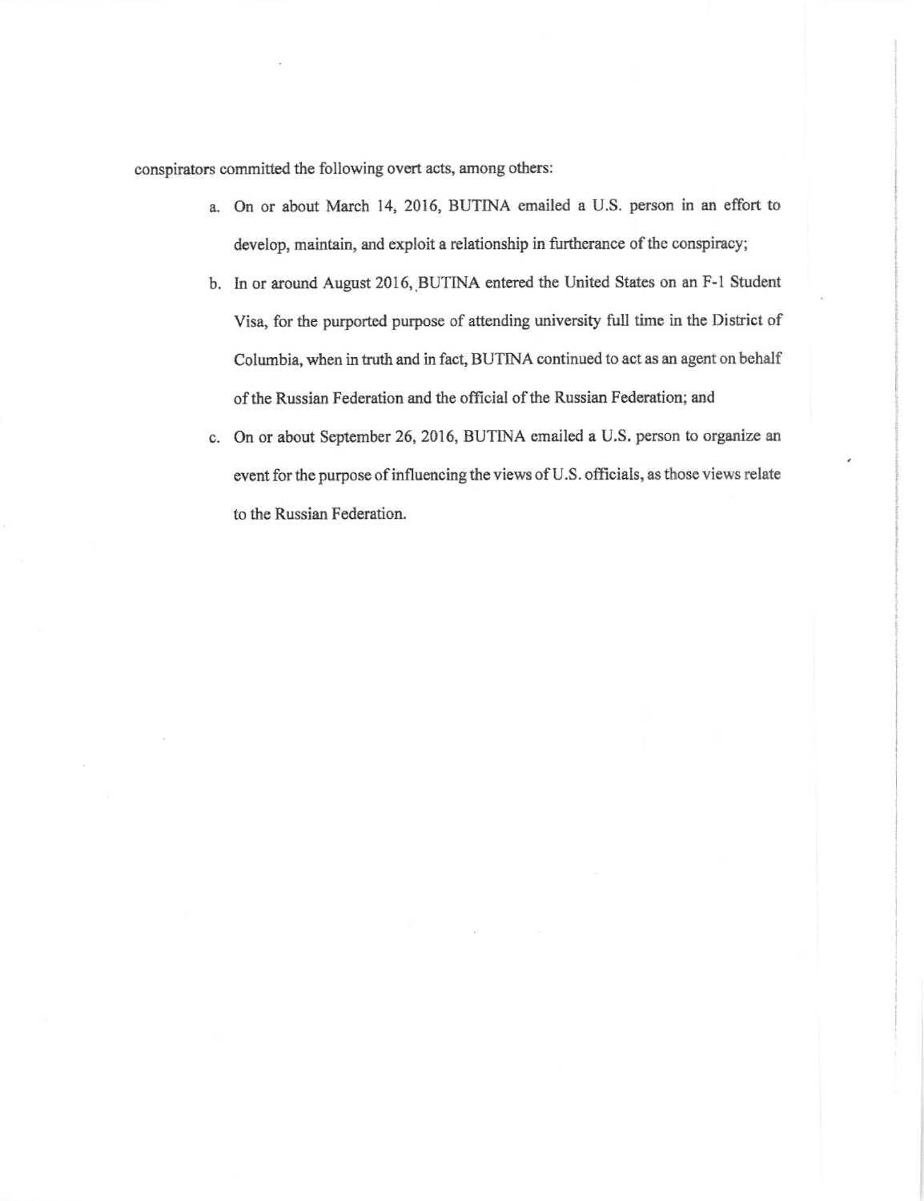conspirators committed the following overt acts, among others:

a. On or about March 14, 2016, BUTINA emailed a U.S. person in an effort to develop, maintain, and exploit a relationship in furtherance of the conspiracy;

b. In or around August 2016, BUTINA entered the United States on an F-1 Student Visa, for the purported purpose of attending university full time in the District of Columbia, when in truth and in fact, BUTINA continued to act as an agent on behalf of the Russian Federation and the official of the Russian Federation; and

c. On or about September 26, 2016, BUTINA emailed a U.S. person to organize an event for the purpose of influencing the views of U.S. officials, as those views relate to the Russian Federation.